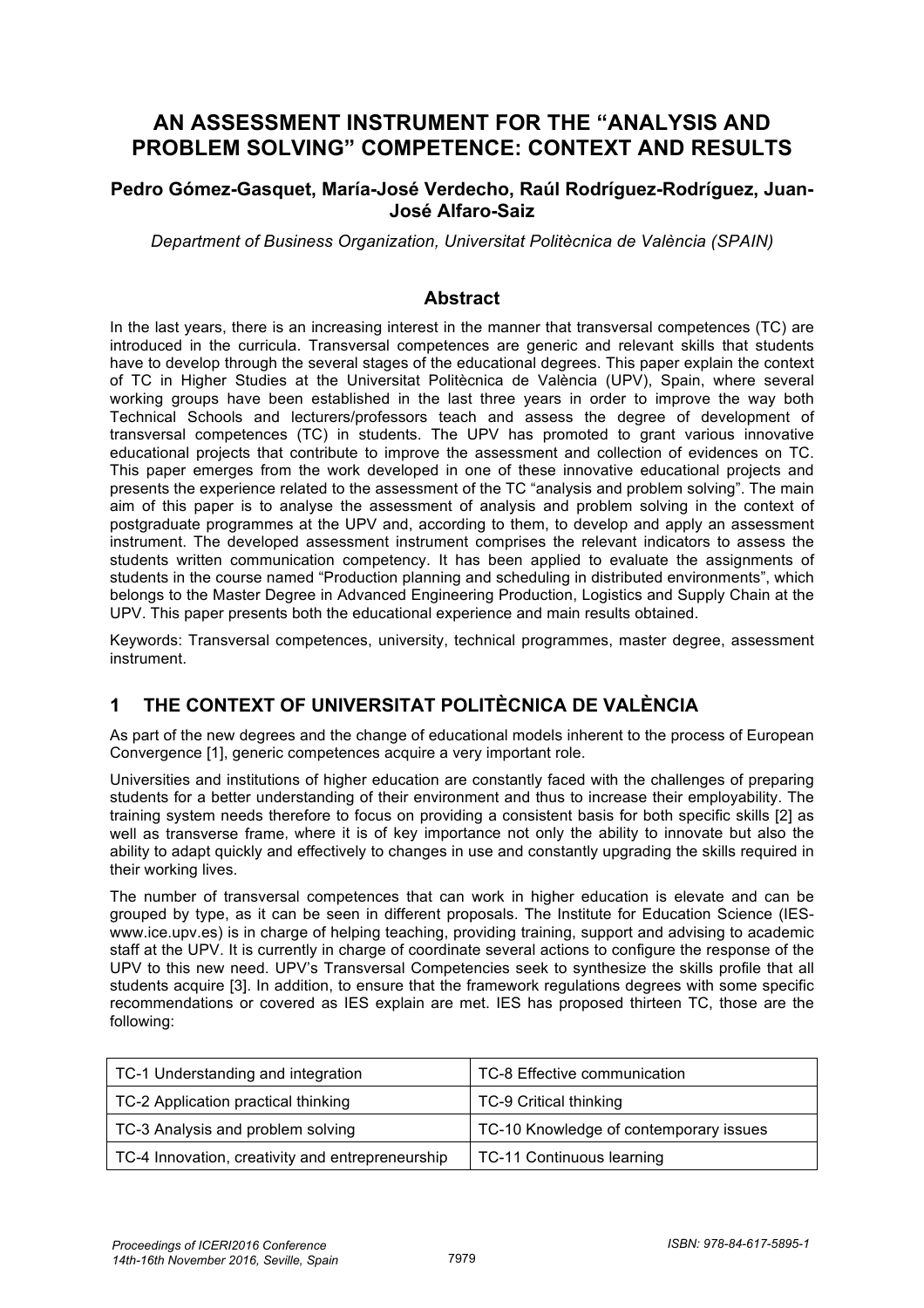# AN ASSESSMENT INSTRUMENT FOR THE "ANALYSIS AND PROBLEM SOLVING" COMPETENCE: CONTEXT AND RESULTS

**Pedro Gómez-Gasquet, María-José Verdecho, Raúl Rodríguez-Rodríguez, Juan-José Alfaro-Saiz**

*Department of Business Organization, Universitat Politècnica de València (SPAIN)*

## Abstract

In the last years, there is an increasing interest in the manner that transversal competences (TC) are introduced in the curricula. Transversal competences are generic and relevant skills that students have to develop through the several stages of the educational degrees. This paper explain the context of TC in Higher Studies at the Universitat Politècnica de València (UPV), Spain, where several working groups have been established in the last three years in order to improve the way both Technical Schools and lecturers/professors teach and assess the degree of development of transversal competences (TC) in students. The UPV has promoted to grant various innovative educational projects that contribute to improve the assessment and collection of evidences on TC. This paper emerges from the work developed in one of these innovative educational projects and presents the experience related to the assessment of the TC "analysis and problem solving". The main aim of this paper is to analyse the assessment of analysis and problem solving in the context of postgraduate programmes at the UPV and, according to them, to develop and apply an assessment instrument. The developed assessment instrument comprises the relevant indicators to assess the students written communication competency. It has been applied to evaluate the assignments of students in the course named "Production planning and scheduling in distributed environments", which belongs to the Master Degree in Advanced Engineering Production, Logistics and Supply Chain at the UPV. This paper presents both the educational experience and main results obtained.

Keywords: Transversal competences, university, technical programmes, master degree, assessment instrument.

## 1 THE CONTEXT OF UNIVERSITAT POLITÈCNICA DE VALÈNCIA

As part of the new degrees and the change of educational models inherent to the process of European Convergence [1], generic competences acquire a very important role.

Universities and institutions of higher education are constantly faced with the challenges of preparing students for a better understanding of their environment and thus to increase their employability. The training system needs therefore to focus on providing a consistent basis for both specific skills [2] as well as transverse frame, where it is of key importance not only the ability to innovate but also the ability to adapt quickly and effectively to changes in use and constantly upgrading the skills required in their working lives.

The number of transversal competences that can work in higher education is elevate and can be grouped by type, as it can be seen in different proposals. The Institute for Education Science (IES-www.ice.upv.es) is in charge of helping teaching, providing training, support and advising to academic staff at the UPV. It is currently in charge of coordinate several actions to configure the response of the UPV to this new need. UPV's Transversal Competencies seek to synthesize the skills profile that all students acquire [3]. In addition, to ensure that the framework regulations degrees with some specific recommendations or covered as IES explain are met. IES has proposed thirteen TC, those are the following:

| | |
|---|---|
| TC-1 Understanding and integration | TC-8 Effective communication |
| TC-2 Application practical thinking | TC-9 Critical thinking |
| TC-3 Analysis and problem solving | TC-10 Knowledge of contemporary issues |
| TC-4 Innovation, creativity and entrepreneurship | TC-11 Continuous learning |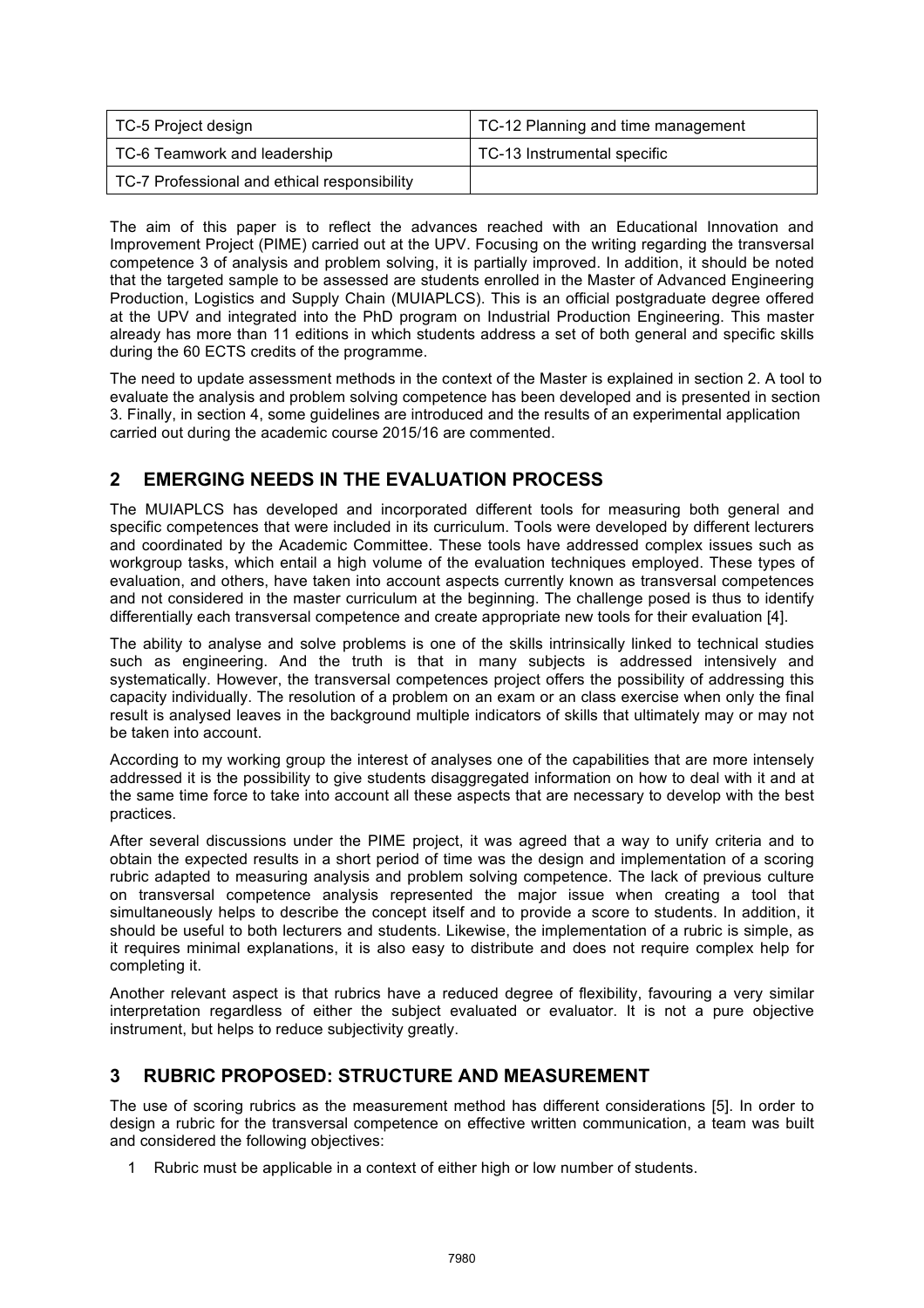| | |
|---|---|
| TC-5 Project design | TC-12 Planning and time management |
| TC-6 Teamwork and leadership | TC-13 Instrumental specific |
| TC-7 Professional and ethical responsibility | |

The aim of this paper is to reflect the advances reached with an Educational Innovation and Improvement Project (PIME) carried out at the UPV. Focusing on the writing regarding the transversal competence 3 of analysis and problem solving, it is partially improved. In addition, it should be noted that the targeted sample to be assessed are students enrolled in the Master of Advanced Engineering Production, Logistics and Supply Chain (MUIAPLCS). This is an official postgraduate degree offered at the UPV and integrated into the PhD program on Industrial Production Engineering. This master already has more than 11 editions in which students address a set of both general and specific skills during the 60 ECTS credits of the programme.

The need to update assessment methods in the context of the Master is explained in section 2. A tool to evaluate the analysis and problem solving competence has been developed and is presented in section 3. Finally, in section 4, some guidelines are introduced and the results of an experimental application carried out during the academic course 2015/16 are commented.

## 2 EMERGING NEEDS IN THE EVALUATION PROCESS

The MUIAPLCS has developed and incorporated different tools for measuring both general and specific competences that were included in its curriculum. Tools were developed by different lecturers and coordinated by the Academic Committee. These tools have addressed complex issues such as workgroup tasks, which entail a high volume of the evaluation techniques employed. These types of evaluation, and others, have taken into account aspects currently known as transversal competences and not considered in the master curriculum at the beginning. The challenge posed is thus to identify differentially each transversal competence and create appropriate new tools for their evaluation [4].

The ability to analyse and solve problems is one of the skills intrinsically linked to technical studies such as engineering. And the truth is that in many subjects is addressed intensively and systematically. However, the transversal competences project offers the possibility of addressing this capacity individually. The resolution of a problem on an exam or an class exercise when only the final result is analysed leaves in the background multiple indicators of skills that ultimately may or may not be taken into account.

According to my working group the interest of analyses one of the capabilities that are more intensely addressed it is the possibility to give students disaggregated information on how to deal with it and at the same time force to take into account all these aspects that are necessary to develop with the best practices.

After several discussions under the PIME project, it was agreed that a way to unify criteria and to obtain the expected results in a short period of time was the design and implementation of a scoring rubric adapted to measuring analysis and problem solving competence. The lack of previous culture on transversal competence analysis represented the major issue when creating a tool that simultaneously helps to describe the concept itself and to provide a score to students. In addition, it should be useful to both lecturers and students. Likewise, the implementation of a rubric is simple, as it requires minimal explanations, it is also easy to distribute and does not require complex help for completing it.

Another relevant aspect is that rubrics have a reduced degree of flexibility, favouring a very similar interpretation regardless of either the subject evaluated or evaluator. It is not a pure objective instrument, but helps to reduce subjectivity greatly.

## 3 RUBRIC PROPOSED: STRUCTURE AND MEASUREMENT

The use of scoring rubrics as the measurement method has different considerations [5]. In order to design a rubric for the transversal competence on effective written communication, a team was built and considered the following objectives:

1 Rubric must be applicable in a context of either high or low number of students.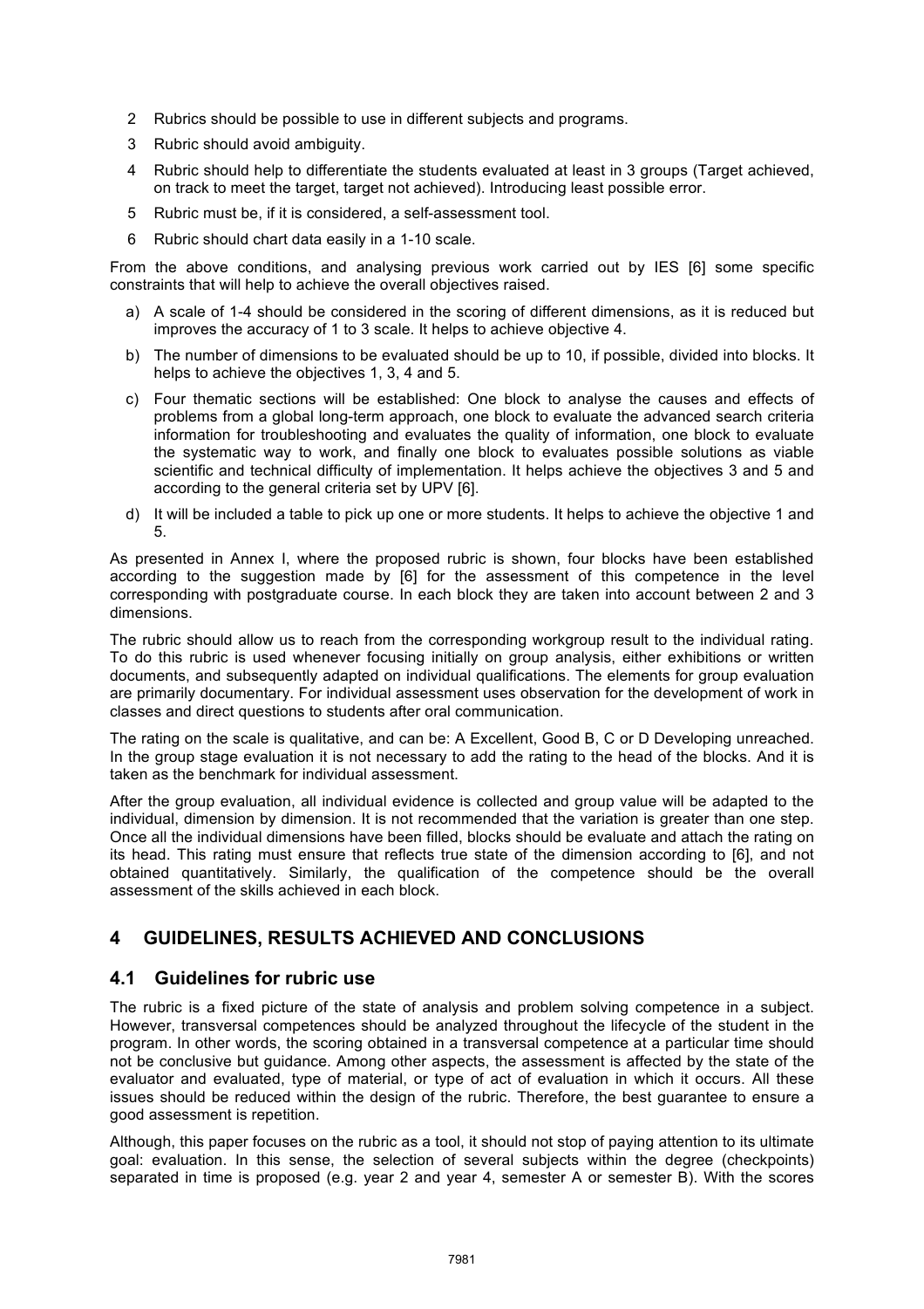2. Rubrics should be possible to use in different subjects and programs.
3. Rubric should avoid ambiguity.
4. Rubric should help to differentiate the students evaluated at least in 3 groups (Target achieved, on track to meet the target, target not achieved). Introducing least possible error.
5. Rubric must be, if it is considered, a self-assessment tool.
6. Rubric should chart data easily in a 1-10 scale.

From the above conditions, and analysing previous work carried out by IES [6] some specific constraints that will help to achieve the overall objectives raised.

a) A scale of 1-4 should be considered in the scoring of different dimensions, as it is reduced but improves the accuracy of 1 to 3 scale. It helps to achieve objective 4.
b) The number of dimensions to be evaluated should be up to 10, if possible, divided into blocks. It helps to achieve the objectives 1, 3, 4 and 5.
c) Four thematic sections will be established: One block to analyse the causes and effects of problems from a global long-term approach, one block to evaluate the advanced search criteria information for troubleshooting and evaluates the quality of information, one block to evaluate the systematic way to work, and finally one block to evaluates possible solutions as viable scientific and technical difficulty of implementation. It helps achieve the objectives 3 and 5 and according to the general criteria set by UPV [6].
d) It will be included a table to pick up one or more students. It helps to achieve the objective 1 and 5.

As presented in Annex I, where the proposed rubric is shown, four blocks have been established according to the suggestion made by [6] for the assessment of this competence in the level corresponding with postgraduate course. In each block they are taken into account between 2 and 3 dimensions.

The rubric should allow us to reach from the corresponding workgroup result to the individual rating. To do this rubric is used whenever focusing initially on group analysis, either exhibitions or written documents, and subsequently adapted on individual qualifications. The elements for group evaluation are primarily documentary. For individual assessment uses observation for the development of work in classes and direct questions to students after oral communication.

The rating on the scale is qualitative, and can be: A Excellent, Good B, C or D Developing unreached. In the group stage evaluation it is not necessary to add the rating to the head of the blocks. And it is taken as the benchmark for individual assessment.

After the group evaluation, all individual evidence is collected and group value will be adapted to the individual, dimension by dimension. It is not recommended that the variation is greater than one step. Once all the individual dimensions have been filled, blocks should be evaluate and attach the rating on its head. This rating must ensure that reflects true state of the dimension according to [6], and not obtained quantitatively. Similarly, the qualification of the competence should be the overall assessment of the skills achieved in each block.

## 4 GUIDELINES, RESULTS ACHIEVED AND CONCLUSIONS

### 4.1 Guidelines for rubric use

The rubric is a fixed picture of the state of analysis and problem solving competence in a subject. However, transversal competences should be analyzed throughout the lifecycle of the student in the program. In other words, the scoring obtained in a transversal competence at a particular time should not be conclusive but guidance. Among other aspects, the assessment is affected by the state of the evaluator and evaluated, type of material, or type of act of evaluation in which it occurs. All these issues should be reduced within the design of the rubric. Therefore, the best guarantee to ensure a good assessment is repetition.

Although, this paper focuses on the rubric as a tool, it should not stop of paying attention to its ultimate goal: evaluation. In this sense, the selection of several subjects within the degree (checkpoints) separated in time is proposed (e.g. year 2 and year 4, semester A or semester B). With the scores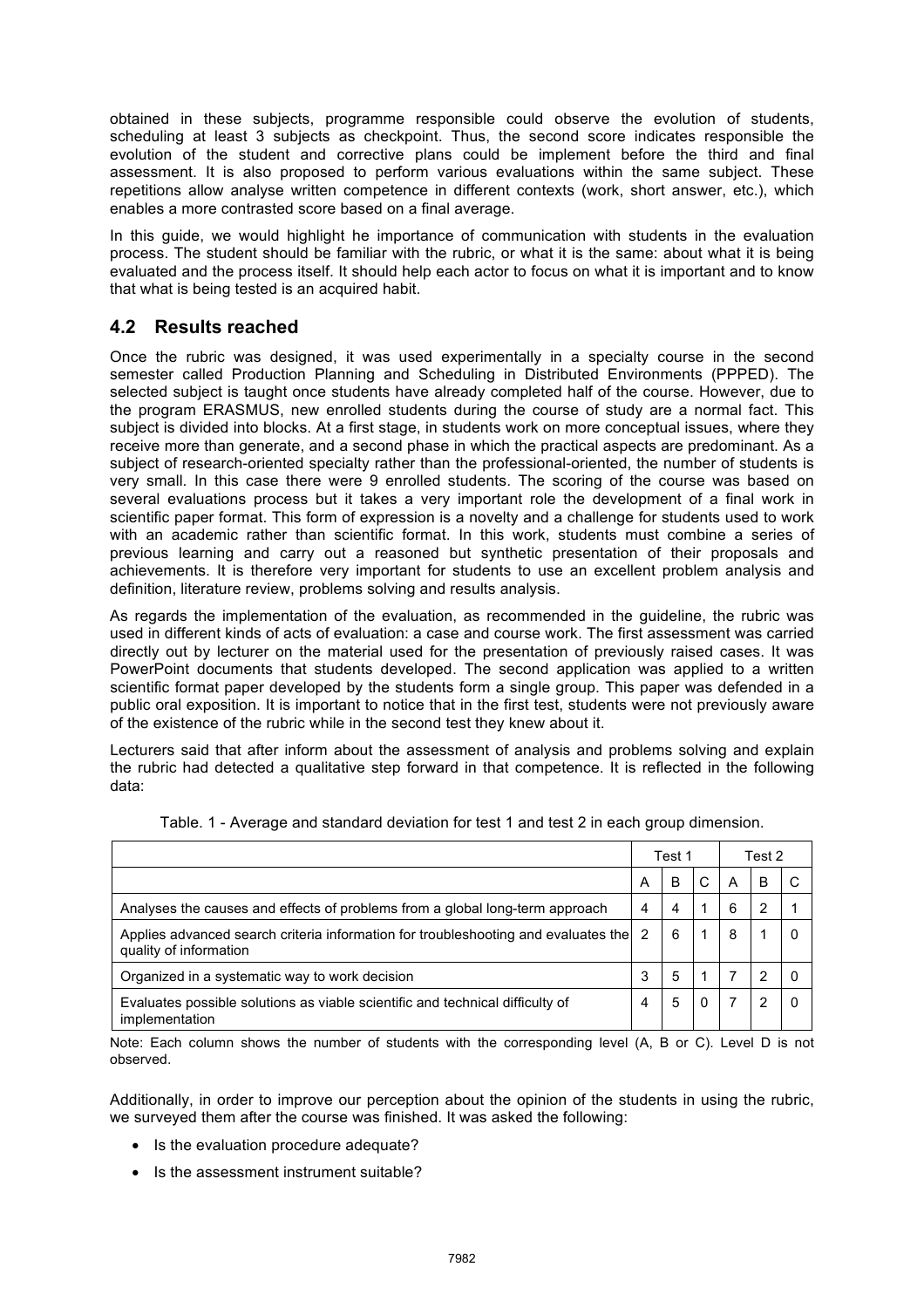obtained in these subjects, programme responsible could observe the evolution of students, scheduling at least 3 subjects as checkpoint. Thus, the second score indicates responsible the evolution of the student and corrective plans could be implement before the third and final assessment. It is also proposed to perform various evaluations within the same subject. These repetitions allow analyse written competence in different contexts (work, short answer, etc.), which enables a more contrasted score based on a final average.

In this guide, we would highlight he importance of communication with students in the evaluation process. The student should be familiar with the rubric, or what it is the same: about what it is being evaluated and the process itself. It should help each actor to focus on what it is important and to know that what is being tested is an acquired habit.

## 4.2 Results reached

Once the rubric was designed, it was used experimentally in a specialty course in the second semester called Production Planning and Scheduling in Distributed Environments (PPPED). The selected subject is taught once students have already completed half of the course. However, due to the program ERASMUS, new enrolled students during the course of study are a normal fact. This subject is divided into blocks. At a first stage, in students work on more conceptual issues, where they receive more than generate, and a second phase in which the practical aspects are predominant. As a subject of research-oriented specialty rather than the professional-oriented, the number of students is very small. In this case there were 9 enrolled students. The scoring of the course was based on several evaluations process but it takes a very important role the development of a final work in scientific paper format. This form of expression is a novelty and a challenge for students used to work with an academic rather than scientific format. In this work, students must combine a series of previous learning and carry out a reasoned but synthetic presentation of their proposals and achievements. It is therefore very important for students to use an excellent problem analysis and definition, literature review, problems solving and results analysis.

As regards the implementation of the evaluation, as recommended in the guideline, the rubric was used in different kinds of acts of evaluation: a case and course work. The first assessment was carried directly out by lecturer on the material used for the presentation of previously raised cases. It was PowerPoint documents that students developed. The second application was applied to a written scientific format paper developed by the students form a single group. This paper was defended in a public oral exposition. It is important to notice that in the first test, students were not previously aware of the existence of the rubric while in the second test they knew about it.

Lecturers said that after inform about the assessment of analysis and problems solving and explain the rubric had detected a qualitative step forward in that competence. It is reflected in the following data:

Table. 1 - Average and standard deviation for test 1 and test 2 in each group dimension.

| | Test 1 | | | Test 2 | | |
|---|---|---|---|---|---|---|
| | A | B | C | A | B | C |
| Analyses the causes and effects of problems from a global long-term approach | 4 | 4 | 1 | 6 | 2 | 1 |
| Applies advanced search criteria information for troubleshooting and evaluates the quality of information | 2 | 6 | 1 | 8 | 1 | 0 |
| Organized in a systematic way to work decision | 3 | 5 | 1 | 7 | 2 | 0 |
| Evaluates possible solutions as viable scientific and technical difficulty of implementation | 4 | 5 | 0 | 7 | 2 | 0 |

Note: Each column shows the number of students with the corresponding level (A, B or C). Level D is not observed.

Additionally, in order to improve our perception about the opinion of the students in using the rubric, we surveyed them after the course was finished. It was asked the following:

- Is the evaluation procedure adequate?
- Is the assessment instrument suitable?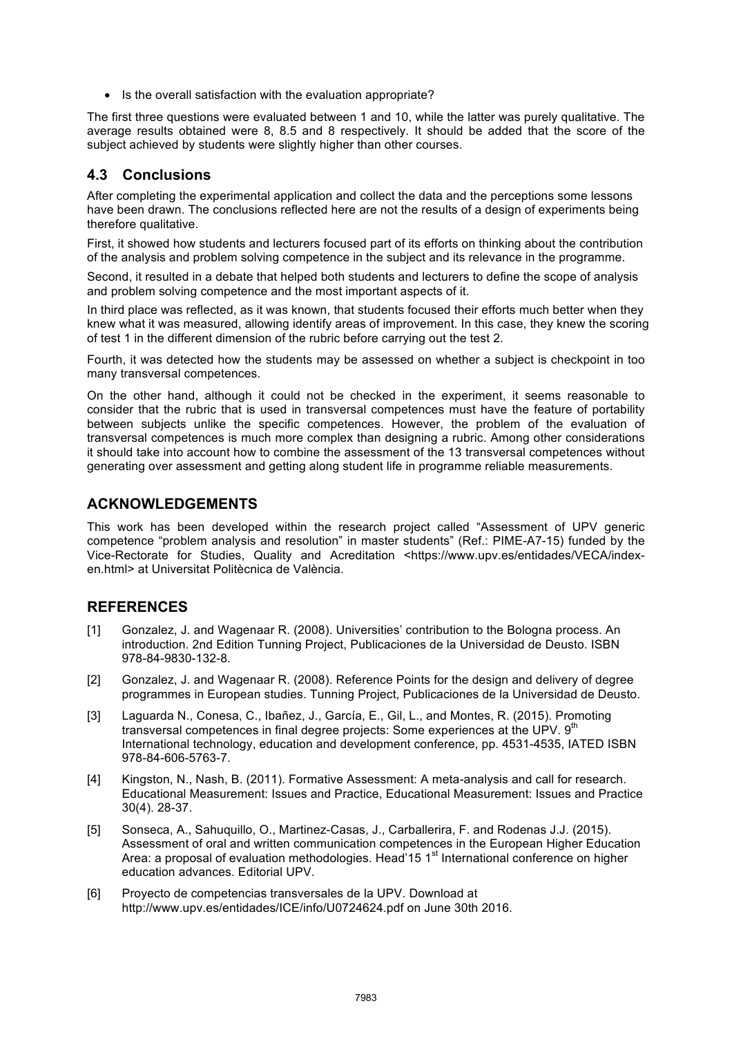- Is the overall satisfaction with the evaluation appropriate?

The first three questions were evaluated between 1 and 10, while the latter was purely qualitative. The average results obtained were 8, 8.5 and 8 respectively. It should be added that the score of the subject achieved by students were slightly higher than other courses.

## 4.3 Conclusions

After completing the experimental application and collect the data and the perceptions some lessons have been drawn. The conclusions reflected here are not the results of a design of experiments being therefore qualitative.

First, it showed how students and lecturers focused part of its efforts on thinking about the contribution of the analysis and problem solving competence in the subject and its relevance in the programme.

Second, it resulted in a debate that helped both students and lecturers to define the scope of analysis and problem solving competence and the most important aspects of it.

In third place was reflected, as it was known, that students focused their efforts much better when they knew what it was measured, allowing identify areas of improvement. In this case, they knew the scoring of test 1 in the different dimension of the rubric before carrying out the test 2.

Fourth, it was detected how the students may be assessed on whether a subject is checkpoint in too many transversal competences.

On the other hand, although it could not be checked in the experiment, it seems reasonable to consider that the rubric that is used in transversal competences must have the feature of portability between subjects unlike the specific competences. However, the problem of the evaluation of transversal competences is much more complex than designing a rubric. Among other considerations it should take into account how to combine the assessment of the 13 transversal competences without generating over assessment and getting along student life in programme reliable measurements.

## ACKNOWLEDGEMENTS

This work has been developed within the research project called "Assessment of UPV generic competence "problem analysis and resolution" in master students" (Ref.: PIME-A7-15) funded by the Vice-Rectorate for Studies, Quality and Acreditation <https://www.upv.es/entidades/VECA/index-en.html> at Universitat Politècnica de València.

## REFERENCES

[1] Gonzalez, J. and Wagenaar R. (2008). Universities' contribution to the Bologna process. An introduction. 2nd Edition Tunning Project, Publicaciones de la Universidad de Deusto. ISBN 978-84-9830-132-8.

[2] Gonzalez, J. and Wagenaar R. (2008). Reference Points for the design and delivery of degree programmes in European studies. Tunning Project, Publicaciones de la Universidad de Deusto.

[3] Laguarda N., Conesa, C., Ibañez, J., García, E., Gil, L., and Montes, R. (2015). Promoting transversal competences in final degree projects: Some experiences at the UPV. 9th International technology, education and development conference, pp. 4531-4535, IATED ISBN 978-84-606-5763-7.

[4] Kingston, N., Nash, B. (2011). Formative Assessment: A meta-analysis and call for research. Educational Measurement: Issues and Practice, Educational Measurement: Issues and Practice 30(4). 28-37.

[5] Sonseca, A., Sahuquillo, O., Martinez-Casas, J., Carballerira, F. and Rodenas J.J. (2015). Assessment of oral and written communication competences in the European Higher Education Area: a proposal of evaluation methodologies. Head'15 1st International conference on higher education advances. Editorial UPV.

[6] Proyecto de competencias transversales de la UPV. Download at http://www.upv.es/entidades/ICE/info/U0724624.pdf on June 30th 2016.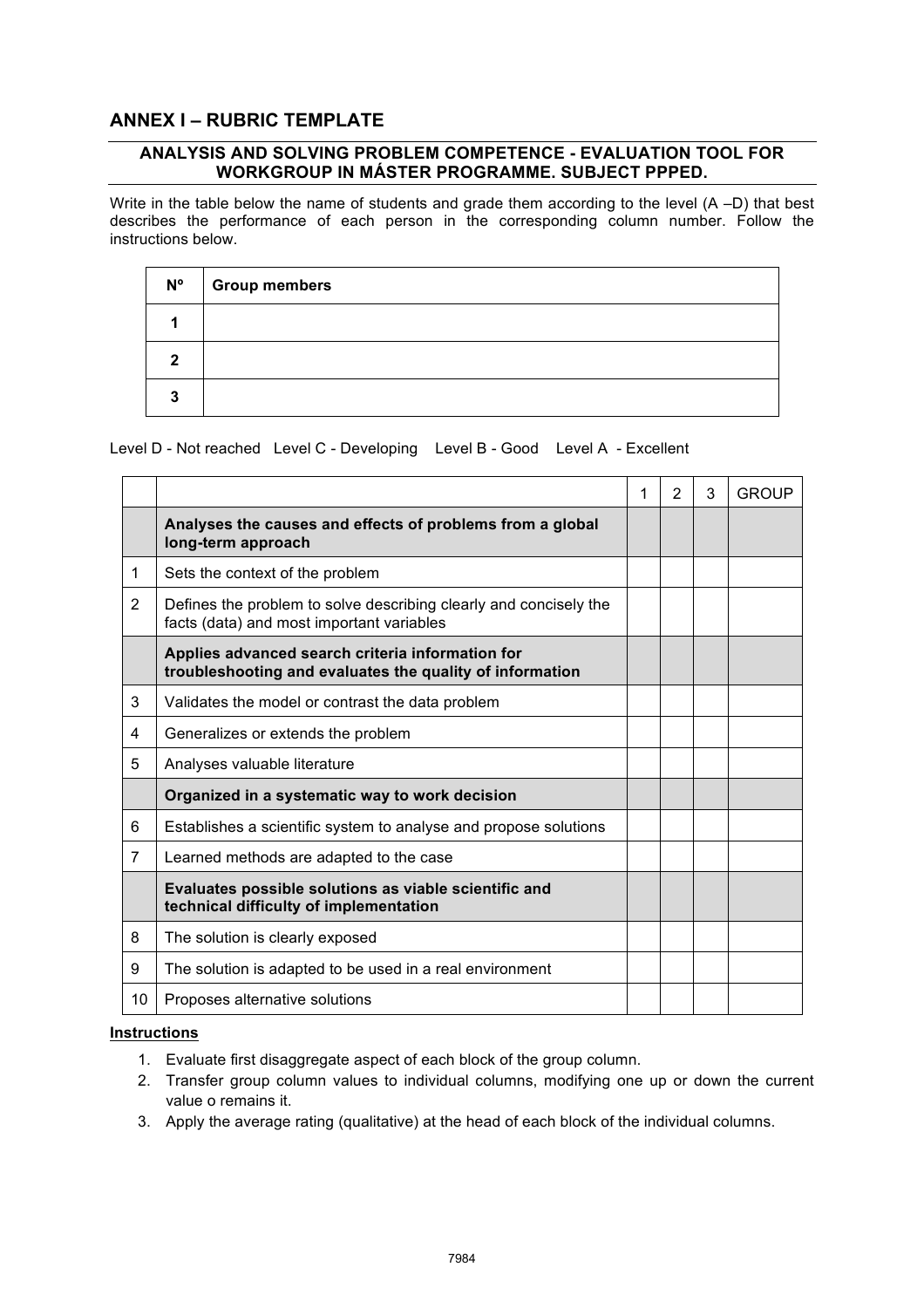## ANNEX I – RUBRIC TEMPLATE

### ANALYSIS AND SOLVING PROBLEM COMPETENCE - EVALUATION TOOL FOR WORKGROUP IN MÁSTER PROGRAMME. SUBJECT PPPED.

Write in the table below the name of students and grade them according to the level (A –D) that best describes the performance of each person in the corresponding column number. Follow the instructions below.

| Nº | Group members |
|---|---|
| 1 | |
| 2 | |
| 3 | |

Level D - Not reached   Level C - Developing   Level B - Good   Level A - Excellent

| | | 1 | 2 | 3 | GROUP |
|---|---|---|---|---|---|
| | **Analyses the causes and effects of problems from a global long-term approach** | | | | |
| 1 | Sets the context of the problem | | | | |
| 2 | Defines the problem to solve describing clearly and concisely the facts (data) and most important variables | | | | |
| | **Applies advanced search criteria information for troubleshooting and evaluates the quality of information** | | | | |
| 3 | Validates the model or contrast the data problem | | | | |
| 4 | Generalizes or extends the problem | | | | |
| 5 | Analyses valuable literature | | | | |
| | **Organized in a systematic way to work decision** | | | | |
| 6 | Establishes a scientific system to analyse and propose solutions | | | | |
| 7 | Learned methods are adapted to the case | | | | |
| | **Evaluates possible solutions as viable scientific and technical difficulty of implementation** | | | | |
| 8 | The solution is clearly exposed | | | | |
| 9 | The solution is adapted to be used in a real environment | | | | |
| 10 | Proposes alternative solutions | | | | |

**Instructions**

1. Evaluate first disaggregate aspect of each block of the group column.
2. Transfer group column values to individual columns, modifying one up or down the current value o remains it.
3. Apply the average rating (qualitative) at the head of each block of the individual columns.